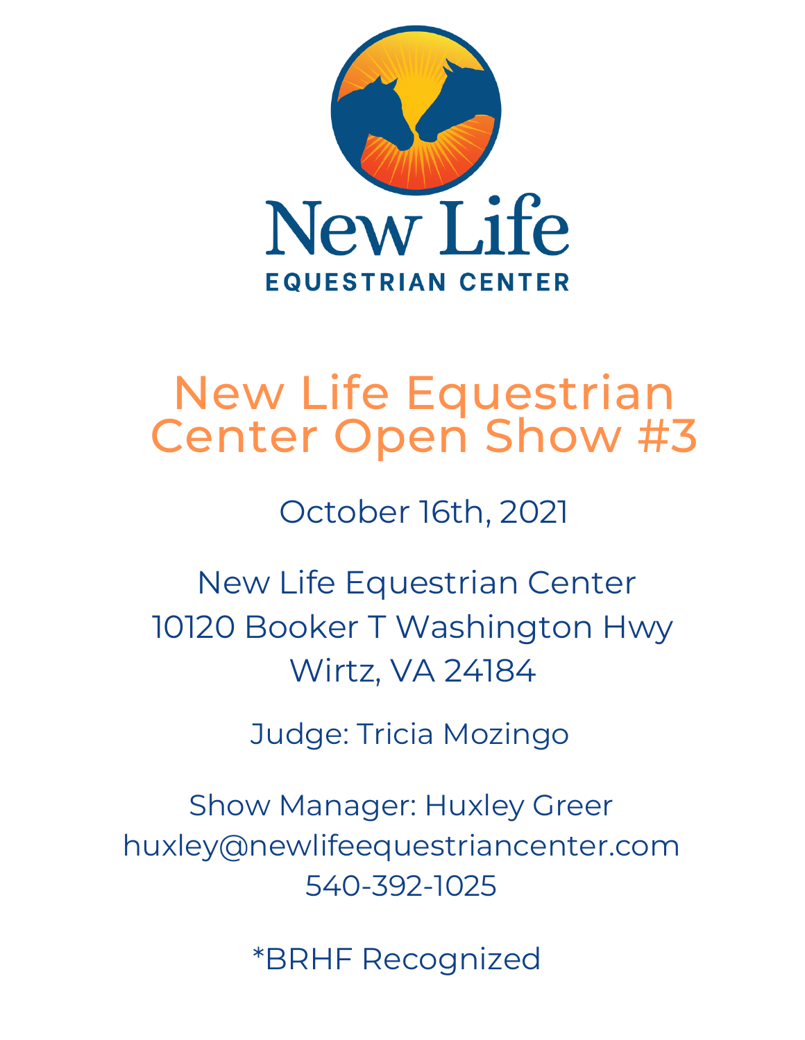New Life

EQUESTRIAN CENTER

# New Life Equestrian Center Open Show #3

October 16th, 2021

New Life Equestrian Center
10120 Booker T Washington Hwy
Wirtz, VA 24184

Judge: Tricia Mozingo

Show Manager: Huxley Greer
huxley@newlifeequestriancenter.com
540-392-1025

*BRHF Recognized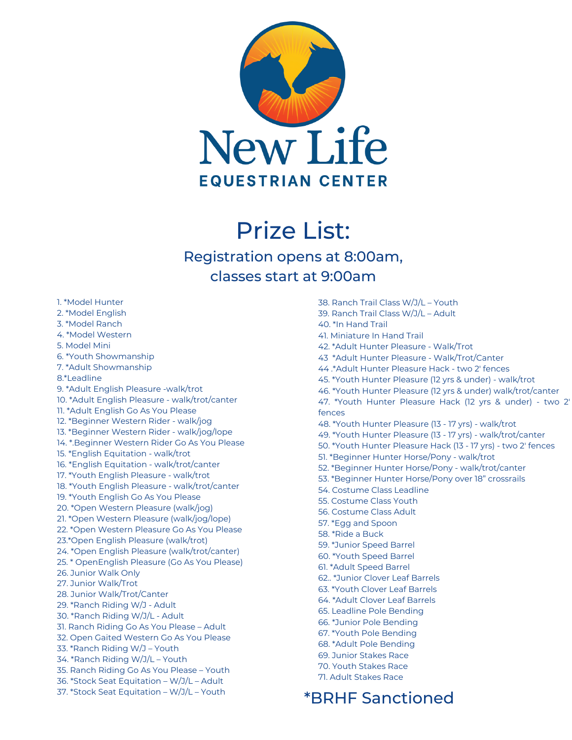New Life
EQUESTRIAN CENTER

# Prize List:

## Registration opens at 8:00am, classes start at 9:00am

1. *Model Hunter
2. *Model English
3. *Model Ranch
4. *Model Western
5. Model Mini
6. *Youth Showmanship
7. *Adult Showmanship
8. *Leadline
9. *Adult English Pleasure -walk/trot
10. *Adult English Pleasure - walk/trot/canter
11. *Adult English Go As You Please
12. *Beginner Western Rider - walk/jog
13. *Beginner Western Rider - walk/jog/lope
14. *.Beginner Western Rider Go As You Please
15. *English Equitation - walk/trot
16. *English Equitation - walk/trot/canter
17. *Youth English Pleasure - walk/trot
18. *Youth English Pleasure - walk/trot/canter
19. *Youth English Go As You Please
20. *Open Western Pleasure (walk/jog)
21. *Open Western Pleasure (walk/jog/lope)
22. *Open Western Pleasure Go As You Please
23. *Open English Pleasure (walk/trot)
24. *Open English Pleasure (walk/trot/canter)
25. * OpenEnglish Pleasure (Go As You Please)
26. Junior Walk Only
27. Junior Walk/Trot
28. Junior Walk/Trot/Canter
29. *Ranch Riding W/J - Adult
30. *Ranch Riding W/J/L - Adult
31. Ranch Riding Go As You Please – Adult
32. Open Gaited Western Go As You Please
33. *Ranch Riding W/J – Youth
34. *Ranch Riding W/J/L – Youth
35. Ranch Riding Go As You Please – Youth
36. *Stock Seat Equitation – W/J/L – Adult
37. *Stock Seat Equitation – W/J/L – Youth
38. Ranch Trail Class W/J/L – Youth
39. Ranch Trail Class W/J/L – Adult
40. *In Hand Trail
41. Miniature In Hand Trail
42. *Adult Hunter Pleasure - Walk/Trot
43. *Adult Hunter Pleasure - Walk/Trot/Canter
44. .*Adult Hunter Pleasure Hack - two 2' fences
45. *Youth Hunter Pleasure (12 yrs & under) - walk/trot
46. *Youth Hunter Pleasure (12 yrs & under) walk/trot/canter
47. *Youth Hunter Pleasure Hack (12 yrs & under) - two 2' fences
48. *Youth Hunter Pleasure (13 - 17 yrs) - walk/trot
49. *Youth Hunter Pleasure (13 - 17 yrs) - walk/trot/canter
50. *Youth Hunter Pleasure Hack (13 - 17 yrs) - two 2' fences
51. *Beginner Hunter Horse/Pony - walk/trot
52. *Beginner Hunter Horse/Pony - walk/trot/canter
53. *Beginner Hunter Horse/Pony over 18" crossrails
54. Costume Class Leadline
55. Costume Class Youth
56. Costume Class Adult
57. *Egg and Spoon
58. *Ride a Buck
59. *Junior Speed Barrel
60. *Youth Speed Barrel
61. *Adult Speed Barrel
62. .*Junior Clover Leaf Barrels
63. *Youth Clover Leaf Barrels
64. *Adult Clover Leaf Barrels
65. Leadline Pole Bending
66. *Junior Pole Bending
67. *Youth Pole Bending
68. *Adult Pole Bending
69. Junior Stakes Race
70. Youth Stakes Race
71. Adult Stakes Race

## *BRHF Sanctioned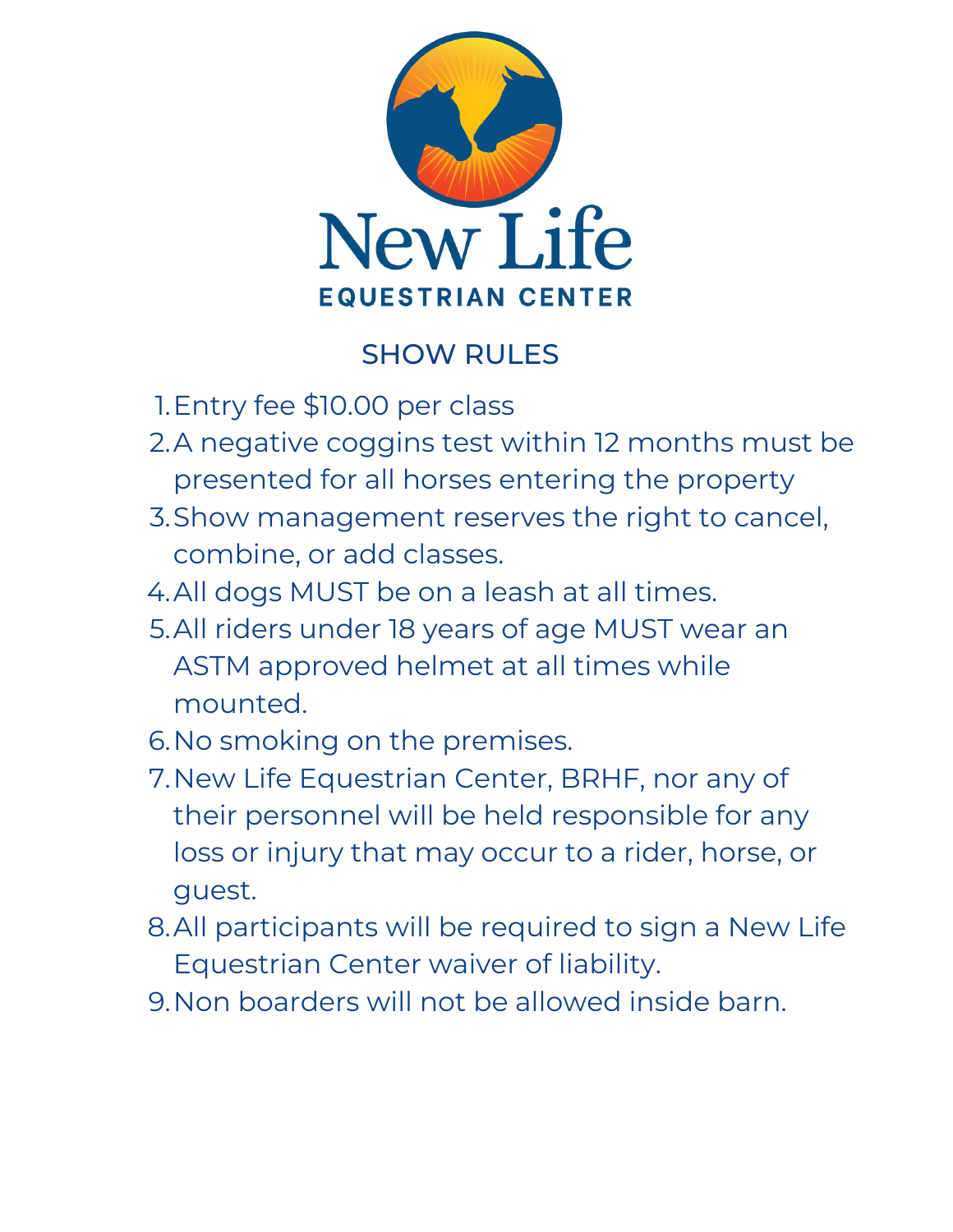# New Life

EQUESTRIAN CENTER

## SHOW RULES

1. Entry fee $10.00 per class
2. A negative coggins test within 12 months must be presented for all horses entering the property
3. Show management reserves the right to cancel, combine, or add classes.
4. All dogs MUST be on a leash at all times.
5. All riders under 18 years of age MUST wear an ASTM approved helmet at all times while mounted.
6. No smoking on the premises.
7. New Life Equestrian Center, BRHF, nor any of their personnel will be held responsible for any loss or injury that may occur to a rider, horse, or guest.
8. All participants will be required to sign a New Life Equestrian Center waiver of liability.
9. Non boarders will not be allowed inside barn.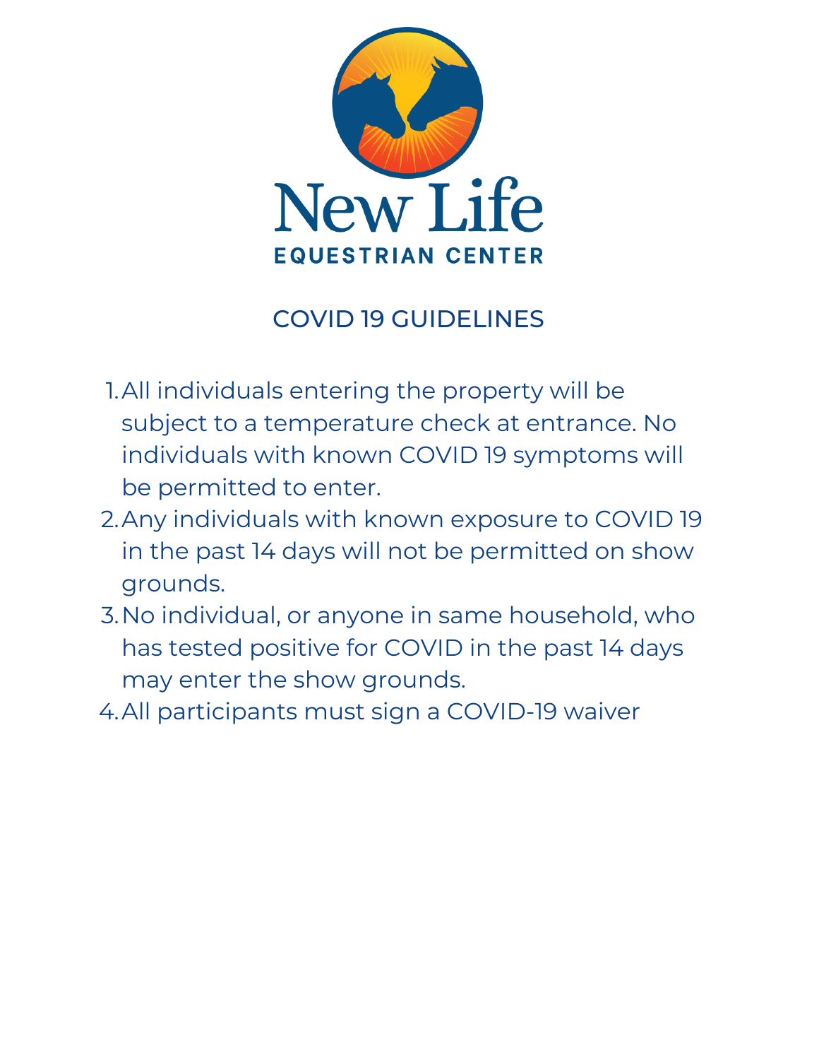# New Life

## EQUESTRIAN CENTER

## COVID 19 GUIDELINES

1. All individuals entering the property will be subject to a temperature check at entrance. No individuals with known COVID 19 symptoms will be permitted to enter.
2. Any individuals with known exposure to COVID 19 in the past 14 days will not be permitted on show grounds.
3. No individual, or anyone in same household, who has tested positive for COVID in the past 14 days may enter the show grounds.
4. All participants must sign a COVID-19 waiver